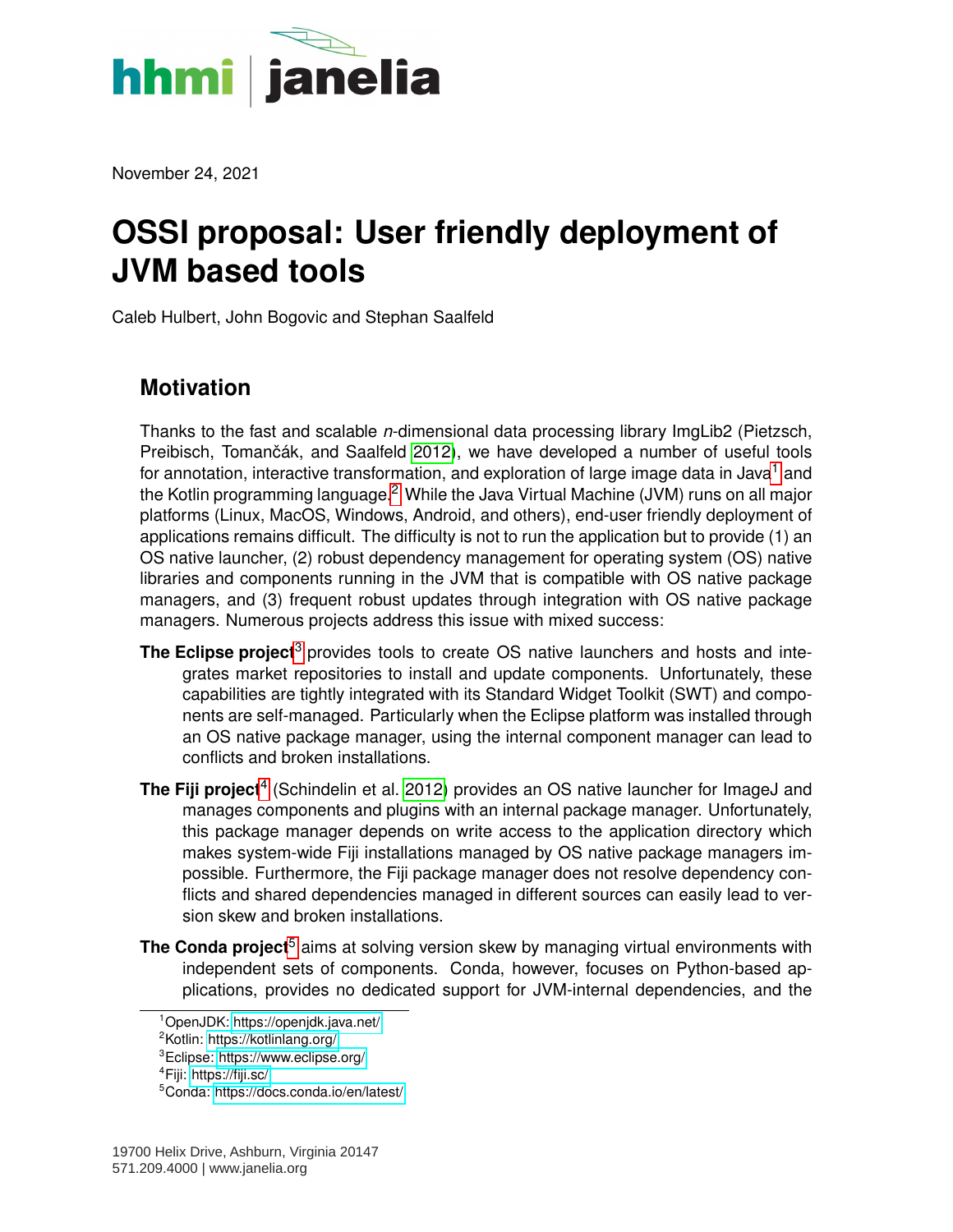November 24, 2021

# OSSI proposal: User friendly deployment of JVM based tools

Caleb Hulbert, John Bogovic and Stephan Saalfeld

## Motivation

Thanks to the fast and scalable $n$-dimensional data processing library ImgLib2 (Pietzsch, Preibisch, Tomančák, and Saalfeld 2012), we have developed a number of useful tools for annotation, interactive transformation, and exploration of large image data in Java[1] and the Kotlin programming language.[2] While the Java Virtual Machine (JVM) runs on all major platforms (Linux, MacOS, Windows, Android, and others), end-user friendly deployment of applications remains difficult. The difficulty is not to run the application but to provide (1) an OS native launcher, (2) robust dependency management for operating system (OS) native libraries and components running in the JVM that is compatible with OS native package managers, and (3) frequent robust updates through integration with OS native package managers. Numerous projects address this issue with mixed success:

**The Eclipse project**[3] provides tools to create OS native launchers and hosts and integrates market repositories to install and update components. Unfortunately, these capabilities are tightly integrated with its Standard Widget Toolkit (SWT) and components are self-managed. Particularly when the Eclipse platform was installed through an OS native package manager, using the internal component manager can lead to conflicts and broken installations.

**The Fiji project**[4] (Schindelin et al. 2012) provides an OS native launcher for ImageJ and manages components and plugins with an internal package manager. Unfortunately, this package manager depends on write access to the application directory which makes system-wide Fiji installations managed by OS native package managers impossible. Furthermore, the Fiji package manager does not resolve dependency conflicts and shared dependencies managed in different sources can easily lead to version skew and broken installations.

**The Conda project**[5] aims at solving version skew by managing virtual environments with independent sets of components. Conda, however, focuses on Python-based applications, provides no dedicated support for JVM-internal dependencies, and the

---

[1] OpenJDK: https://openjdk.java.net/
[2] Kotlin: https://kotlinlang.org/
[3] Eclipse: https://www.eclipse.org/
[4] Fiji: https://fiji.sc/
[5] Conda: https://docs.conda.io/en/latest/

19700 Helix Drive, Ashburn, Virginia 20147
571.209.4000 | www.janelia.org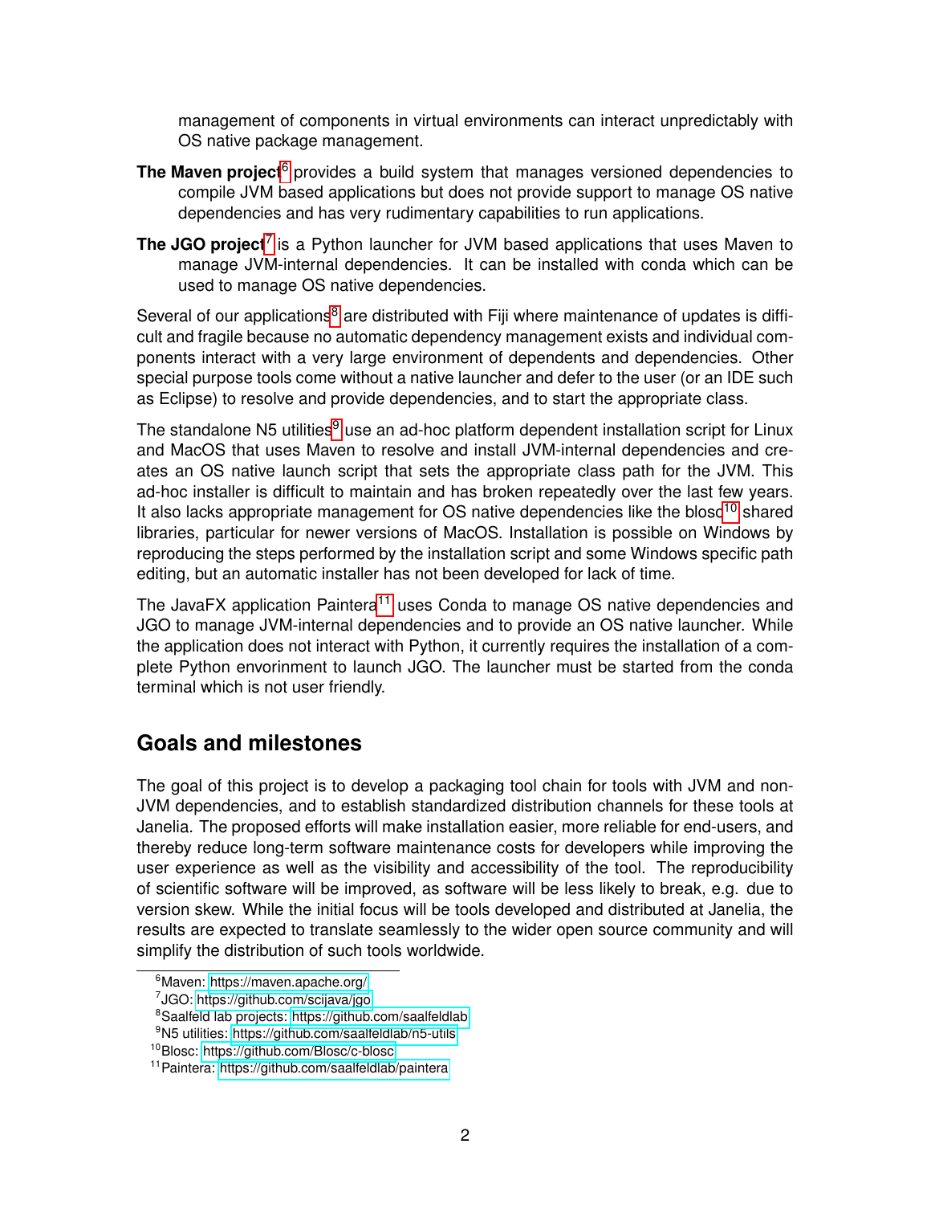management of components in virtual environments can interact unpredictably with OS native package management.

**The Maven project**[6] provides a build system that manages versioned dependencies to compile JVM based applications but does not provide support to manage OS native dependencies and has very rudimentary capabilities to run applications.

**The JGO project**[7] is a Python launcher for JVM based applications that uses Maven to manage JVM-internal dependencies. It can be installed with conda which can be used to manage OS native dependencies.

Several of our applications[8] are distributed with Fiji where maintenance of updates is difficult and fragile because no automatic dependency management exists and individual components interact with a very large environment of dependents and dependencies. Other special purpose tools come without a native launcher and defer to the user (or an IDE such as Eclipse) to resolve and provide dependencies, and to start the appropriate class.

The standalone N5 utilities[9] use an ad-hoc platform dependent installation script for Linux and MacOS that uses Maven to resolve and install JVM-internal dependencies and creates an OS native launch script that sets the appropriate class path for the JVM. This ad-hoc installer is difficult to maintain and has broken repeatedly over the last few years. It also lacks appropriate management for OS native dependencies like the blosc[10] shared libraries, particular for newer versions of MacOS. Installation is possible on Windows by reproducing the steps performed by the installation script and some Windows specific path editing, but an automatic installer has not been developed for lack of time.

The JavaFX application Paintera[11] uses Conda to manage OS native dependencies and JGO to manage JVM-internal dependencies and to provide an OS native launcher. While the application does not interact with Python, it currently requires the installation of a complete Python envorinment to launch JGO. The launcher must be started from the conda terminal which is not user friendly.

## Goals and milestones

The goal of this project is to develop a packaging tool chain for tools with JVM and non-JVM dependencies, and to establish standardized distribution channels for these tools at Janelia. The proposed efforts will make installation easier, more reliable for end-users, and thereby reduce long-term software maintenance costs for developers while improving the user experience as well as the visibility and accessibility of the tool. The reproducibility of scientific software will be improved, as software will be less likely to break, e.g. due to version skew. While the initial focus will be tools developed and distributed at Janelia, the results are expected to translate seamlessly to the wider open source community and will simplify the distribution of such tools worldwide.

---

[6] Maven: https://maven.apache.org/

[7] JGO: https://github.com/scijava/jgo

[8] Saalfeld lab projects: https://github.com/saalfeldlab

[9] N5 utilities: https://github.com/saalfeldlab/n5-utils

[10] Blosc: https://github.com/Blosc/c-blosc

[11] Paintera: https://github.com/saalfeldlab/paintera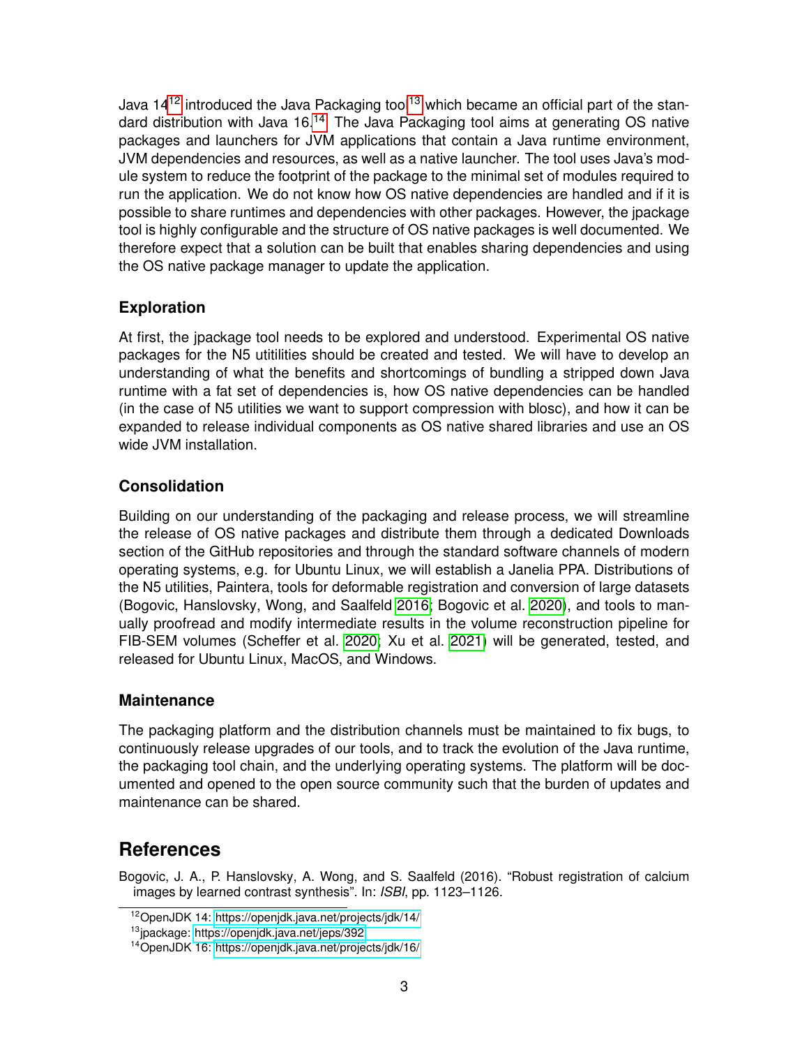Java 14[12] introduced the Java Packaging tool[13] which became an official part of the standard distribution with Java 16.[14] The Java Packaging tool aims at generating OS native packages and launchers for JVM applications that contain a Java runtime environment, JVM dependencies and resources, as well as a native launcher. The tool uses Java's module system to reduce the footprint of the package to the minimal set of modules required to run the application. We do not know how OS native dependencies are handled and if it is possible to share runtimes and dependencies with other packages. However, the jpackage tool is highly configurable and the structure of OS native packages is well documented. We therefore expect that a solution can be built that enables sharing dependencies and using the OS native package manager to update the application.

### Exploration

At first, the jpackage tool needs to be explored and understood. Experimental OS native packages for the N5 utitilities should be created and tested. We will have to develop an understanding of what the benefits and shortcomings of bundling a stripped down Java runtime with a fat set of dependencies is, how OS native dependencies can be handled (in the case of N5 utilities we want to support compression with blosc), and how it can be expanded to release individual components as OS native shared libraries and use an OS wide JVM installation.

### Consolidation

Building on our understanding of the packaging and release process, we will streamline the release of OS native packages and distribute them through a dedicated Downloads section of the GitHub repositories and through the standard software channels of modern operating systems, e.g. for Ubuntu Linux, we will establish a Janelia PPA. Distributions of the N5 utilities, Paintera, tools for deformable registration and conversion of large datasets (Bogovic, Hanslovsky, Wong, and Saalfeld 2016; Bogovic et al. 2020), and tools to manually proofread and modify intermediate results in the volume reconstruction pipeline for FIB-SEM volumes (Scheffer et al. 2020; Xu et al. 2021) will be generated, tested, and released for Ubuntu Linux, MacOS, and Windows.

### Maintenance

The packaging platform and the distribution channels must be maintained to fix bugs, to continuously release upgrades of our tools, and to track the evolution of the Java runtime, the packaging tool chain, and the underlying operating systems. The platform will be documented and opened to the open source community such that the burden of updates and maintenance can be shared.

## References

Bogovic, J. A., P. Hanslovsky, A. Wong, and S. Saalfeld (2016). "Robust registration of calcium images by learned contrast synthesis". In: *ISBI*, pp. 1123–1126.

[12] OpenJDK 14: https://openjdk.java.net/projects/jdk/14/

[13] jpackage: https://openjdk.java.net/jeps/392

[14] OpenJDK 16: https://openjdk.java.net/projects/jdk/16/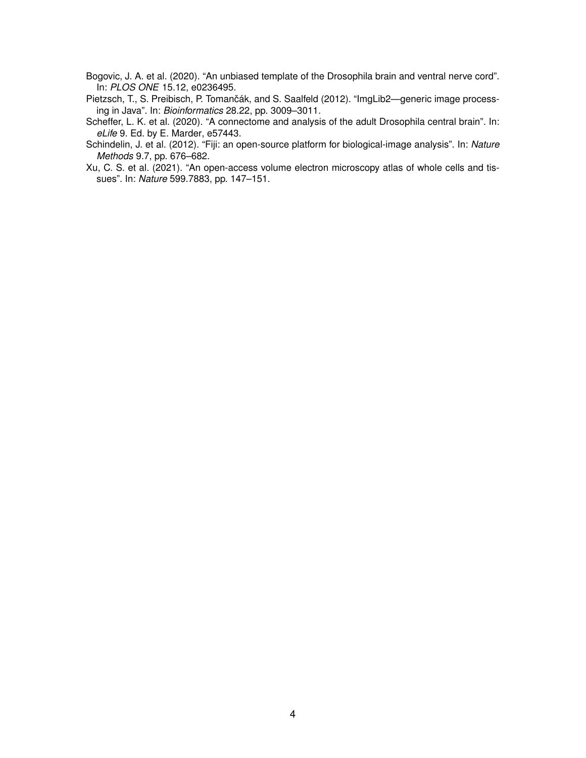Bogovic, J. A. et al. (2020). "An unbiased template of the Drosophila brain and ventral nerve cord". In: *PLOS ONE* 15.12, e0236495.

Pietzsch, T., S. Preibisch, P. Tomančák, and S. Saalfeld (2012). "ImgLib2—generic image processing in Java". In: *Bioinformatics* 28.22, pp. 3009–3011.

Scheffer, L. K. et al. (2020). "A connectome and analysis of the adult Drosophila central brain". In: *eLife* 9. Ed. by E. Marder, e57443.

Schindelin, J. et al. (2012). "Fiji: an open-source platform for biological-image analysis". In: *Nature Methods* 9.7, pp. 676–682.

Xu, C. S. et al. (2021). "An open-access volume electron microscopy atlas of whole cells and tissues". In: *Nature* 599.7883, pp. 147–151.